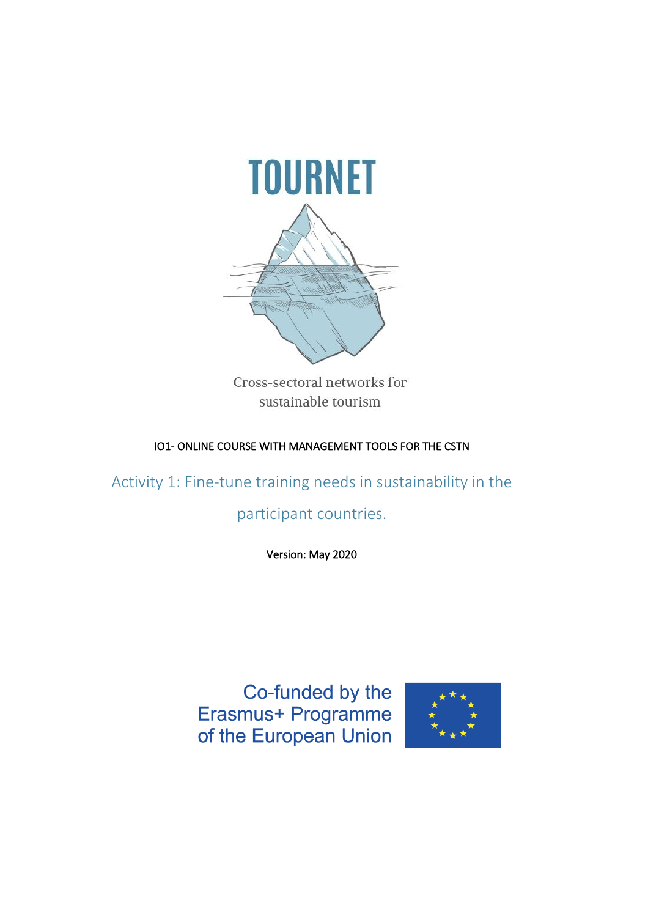# TOURNET

Cross-sectoral networks for sustainable tourism

IO1- ONLINE COURSE WITH MANAGEMENT TOOLS FOR THE CSTN

## Activity 1: Fine-tune training needs in sustainability in the participant countries.

Version: May 2020

Co-funded by the Erasmus+ Programme of the European Union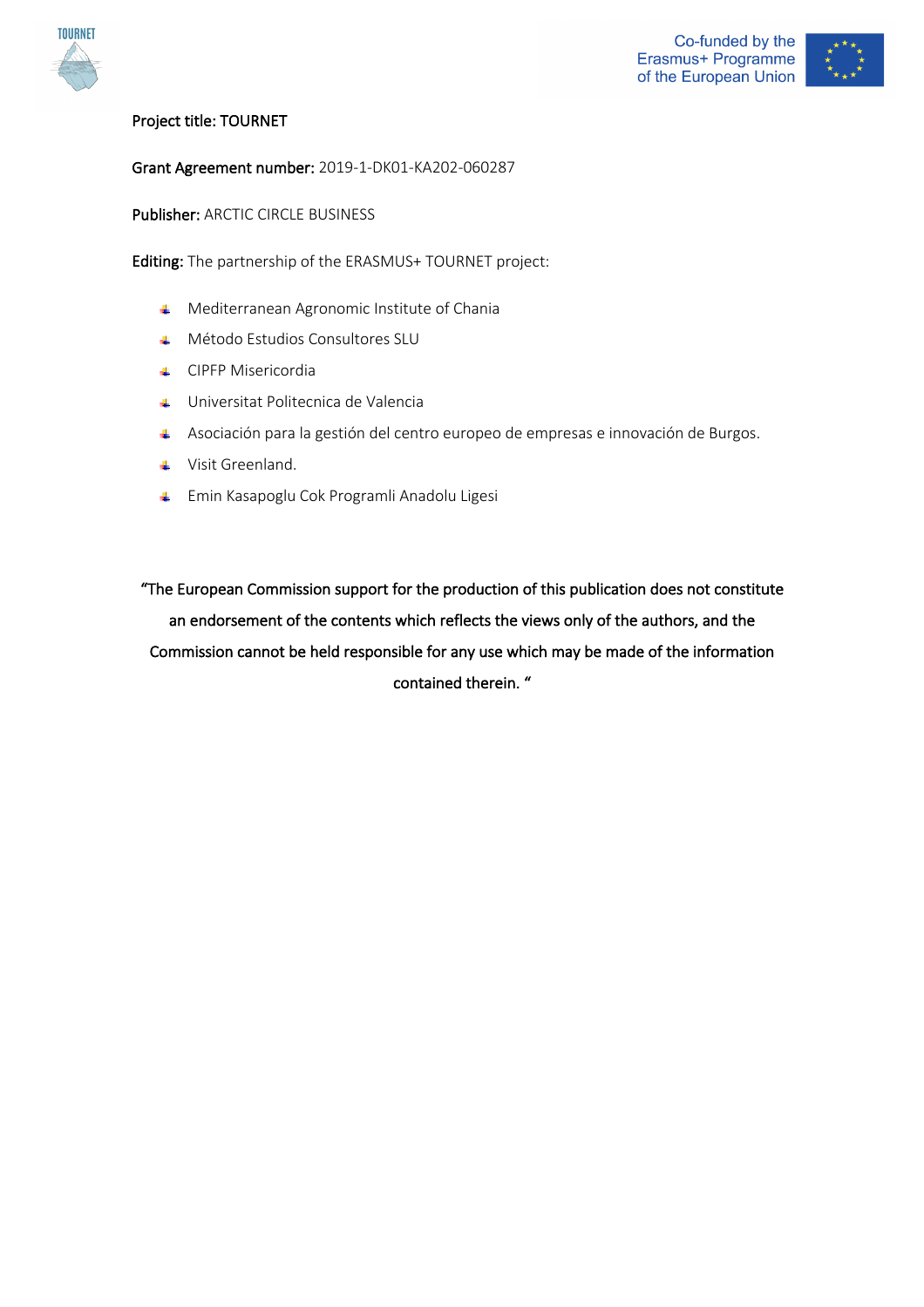**Project title:** TOURNET

**Grant Agreement number:** 2019-1-DK01-KA202-060287

**Publisher:** ARCTIC CIRCLE BUSINESS

**Editing:** The partnership of the ERASMUS+ TOURNET project:

- Mediterranean Agronomic Institute of Chania
- Método Estudios Consultores SLU
- CIPFP Misericordia
- Universitat Politecnica de Valencia
- Asociación para la gestión del centro europeo de empresas e innovación de Burgos.
- Visit Greenland.
- Emin Kasapoglu Cok Programli Anadolu Ligesi

"The European Commission support for the production of this publication does not constitute an endorsement of the contents which reflects the views only of the authors, and the Commission cannot be held responsible for any use which may be made of the information contained therein. "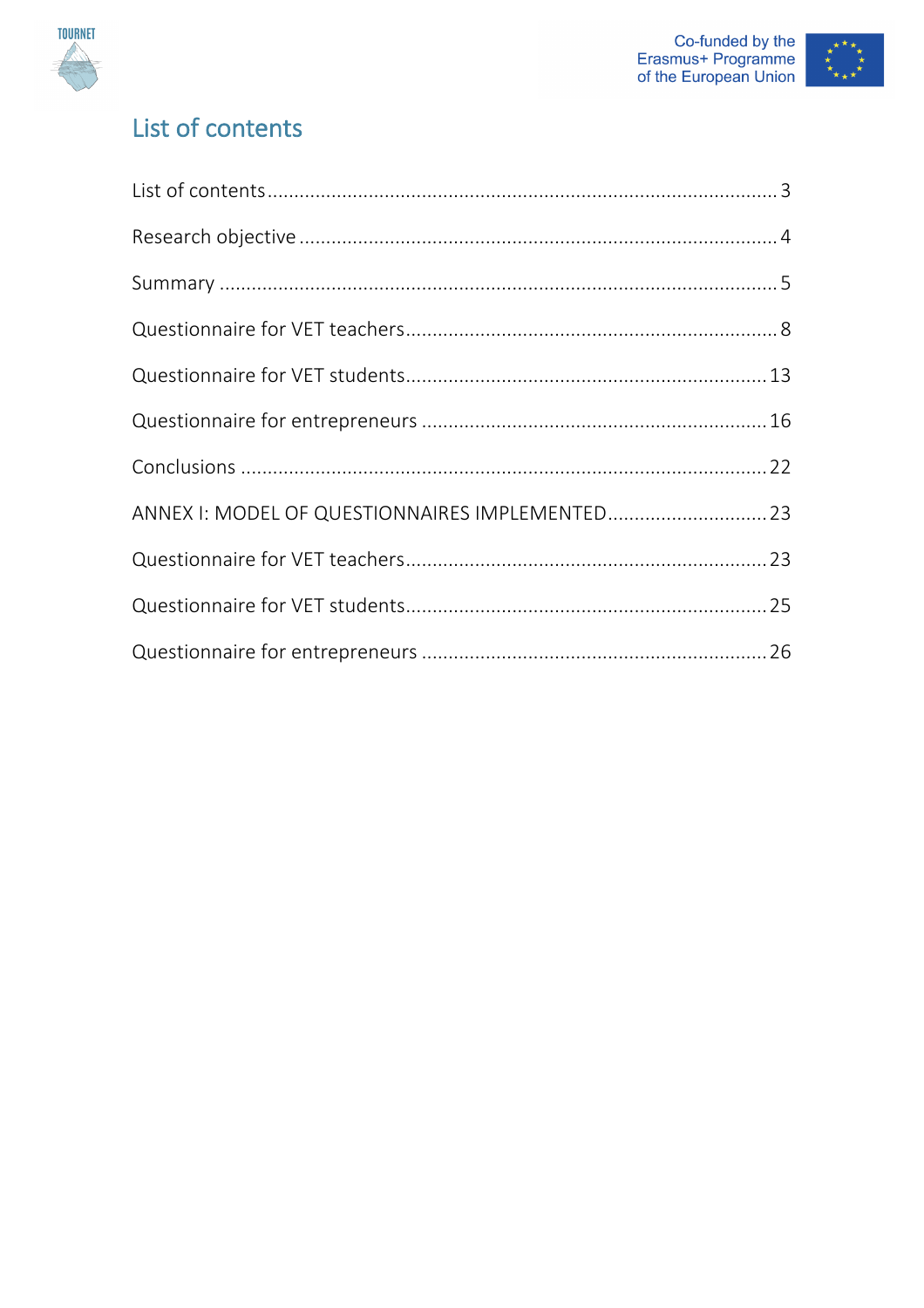# List of contents

List of contents .......................................................................................... 3

Research objective ....................................................................................... 4

Summary ...................................................................................................... 5

Questionnaire for VET teachers..................................................................... 8

Questionnaire for VET students................................................................... 13

Questionnaire for entrepreneurs ................................................................. 16

Conclusions ................................................................................................. 22

ANNEX I: MODEL OF QUESTIONNAIRES IMPLEMENTED.............................. 23

Questionnaire for VET teachers................................................................... 23

Questionnaire for VET students................................................................... 25

Questionnaire for entrepreneurs ................................................................. 26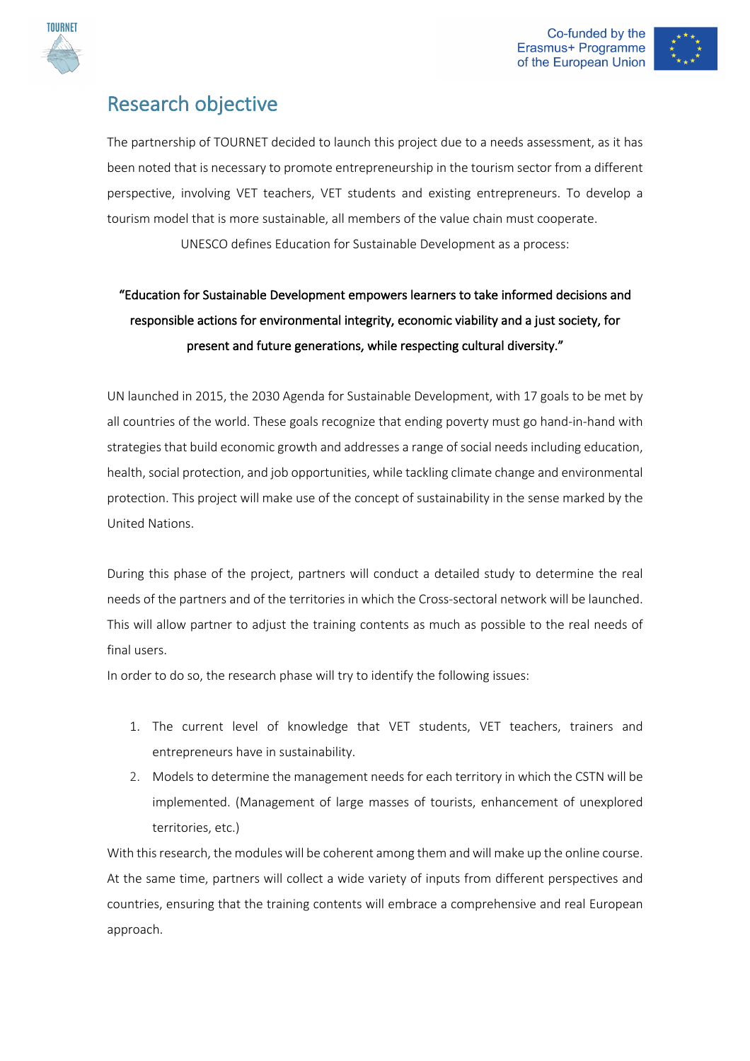## Research objective

The partnership of TOURNET decided to launch this project due to a needs assessment, as it has been noted that is necessary to promote entrepreneurship in the tourism sector from a different perspective, involving VET teachers, VET students and existing entrepreneurs. To develop a tourism model that is more sustainable, all members of the value chain must cooperate.

UNESCO defines Education for Sustainable Development as a process:

**"Education for Sustainable Development empowers learners to take informed decisions and responsible actions for environmental integrity, economic viability and a just society, for present and future generations, while respecting cultural diversity."**

UN launched in 2015, the 2030 Agenda for Sustainable Development, with 17 goals to be met by all countries of the world. These goals recognize that ending poverty must go hand-in-hand with strategies that build economic growth and addresses a range of social needs including education, health, social protection, and job opportunities, while tackling climate change and environmental protection. This project will make use of the concept of sustainability in the sense marked by the United Nations.

During this phase of the project, partners will conduct a detailed study to determine the real needs of the partners and of the territories in which the Cross-sectoral network will be launched. This will allow partner to adjust the training contents as much as possible to the real needs of final users.

In order to do so, the research phase will try to identify the following issues:

1. The current level of knowledge that VET students, VET teachers, trainers and entrepreneurs have in sustainability.
2. Models to determine the management needs for each territory in which the CSTN will be implemented. (Management of large masses of tourists, enhancement of unexplored territories, etc.)

With this research, the modules will be coherent among them and will make up the online course. At the same time, partners will collect a wide variety of inputs from different perspectives and countries, ensuring that the training contents will embrace a comprehensive and real European approach.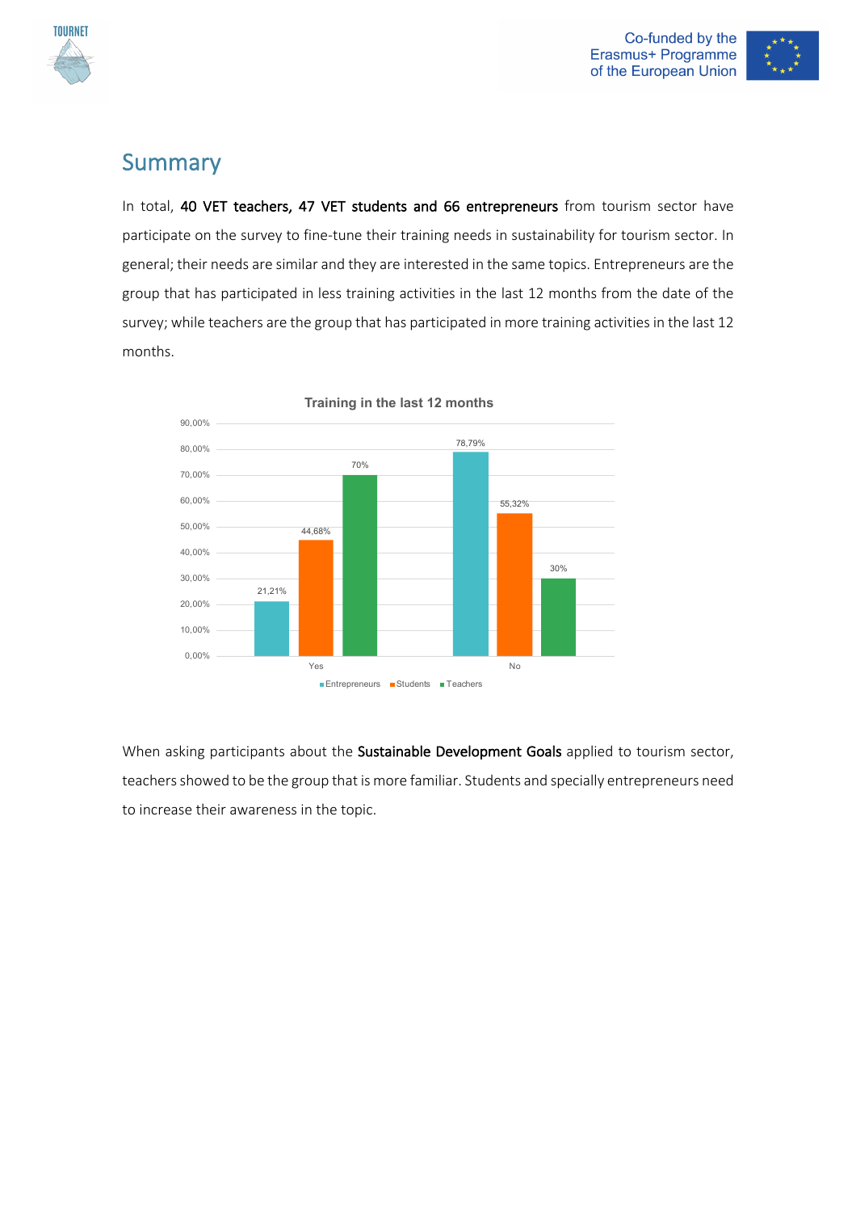## Summary

In total, **40 VET teachers, 47 VET students and 66 entrepreneurs** from tourism sector have participate on the survey to fine-tune their training needs in sustainability for tourism sector. In general; their needs are similar and they are interested in the same topics. Entrepreneurs are the group that has participated in less training activities in the last 12 months from the date of the survey; while teachers are the group that has participated in more training activities in the last 12 months.

**Training in the last 12 months**

| | Entrepreneurs | Students | Teachers |
|---|---|---|---|
| Yes | 21,21% | 44,68% | 70% |
| No | 78,79% | 55,32% | 30% |

When asking participants about the **Sustainable Development Goals** applied to tourism sector, teachers showed to be the group that is more familiar. Students and specially entrepreneurs need to increase their awareness in the topic.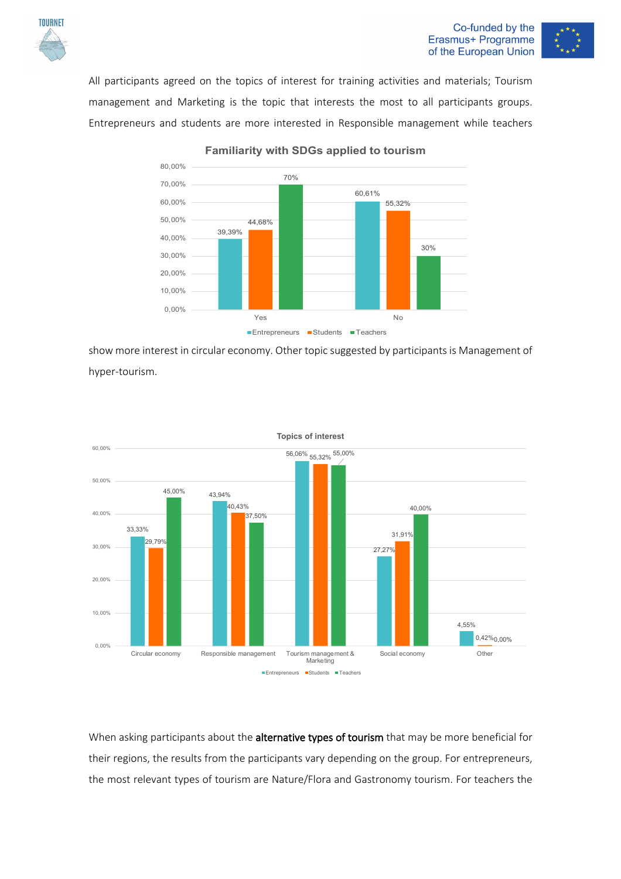All participants agreed on the topics of interest for training activities and materials; Tourism management and Marketing is the topic that interests the most to all participants groups. Entrepreneurs and students are more interested in Responsible management while teachers show more interest in circular economy. Other topic suggested by participants is Management of hyper-tourism.

**Familiarity with SDGs applied to tourism**

| | Entrepreneurs | Students | Teachers |
|---|---|---|---|
| Yes | 39,39% | 44,68% | 70% |
| No | 60,61% | 55,32% | 30% |

**Topics of interest**

| | Entrepreneurs | Students | Teachers |
|---|---|---|---|
| Circular economy | 33,33% | 29,79% | 45,00% |
| Responsible management | 43,94% | 40,43% | 37,50% |
| Tourism management & Marketing | 56,06% | 55,32% | 55,00% |
| Social economy | 27,27% | 31,91% | 40,00% |
| Other | 4,55% | 0,42% | 0,00% |

When asking participants about the **alternative types of tourism** that may be more beneficial for their regions, the results from the participants vary depending on the group. For entrepreneurs, the most relevant types of tourism are Nature/Flora and Gastronomy tourism. For teachers the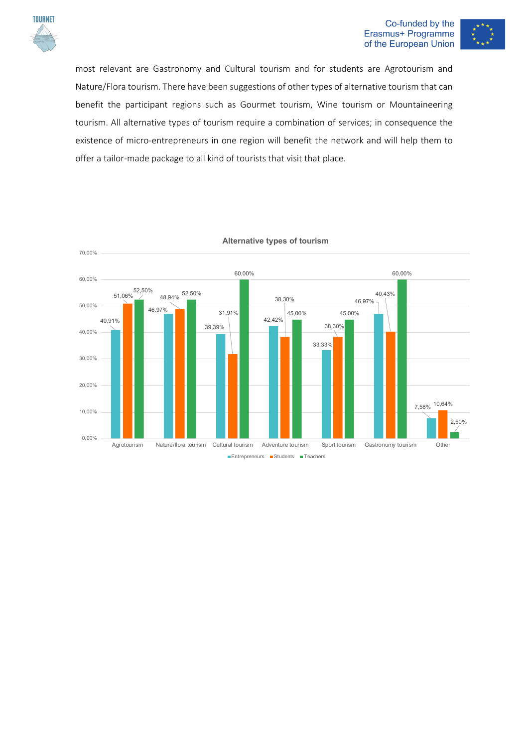most relevant are Gastronomy and Cultural tourism and for students are Agrotourism and Nature/Flora tourism. There have been suggestions of other types of alternative tourism that can benefit the participant regions such as Gourmet tourism, Wine tourism or Mountaineering tourism. All alternative types of tourism require a combination of services; in consequence the existence of micro-entrepreneurs in one region will benefit the network and will help them to offer a tailor-made package to all kind of tourists that visit that place.

**Alternative types of tourism**

| | Entrepreneurs | Students | Teachers |
|---|---|---|---|
| Agrotourism | 40,91% | 51,06% | 52,50% |
| Nature/flora tourism | 46,97% | 48,94% | 52,50% |
| Cultural tourism | 39,39% | 31,91% | 60,00% |
| Adventure tourism | 42,42% | 38,30% | 45,00% |
| Sport tourism | 33,33% | 38,30% | 45,00% |
| Gastronomy tourism | 46,97% | 40,43% | 60,00% |
| Other | 7,58% | 10,64% | 2,50% |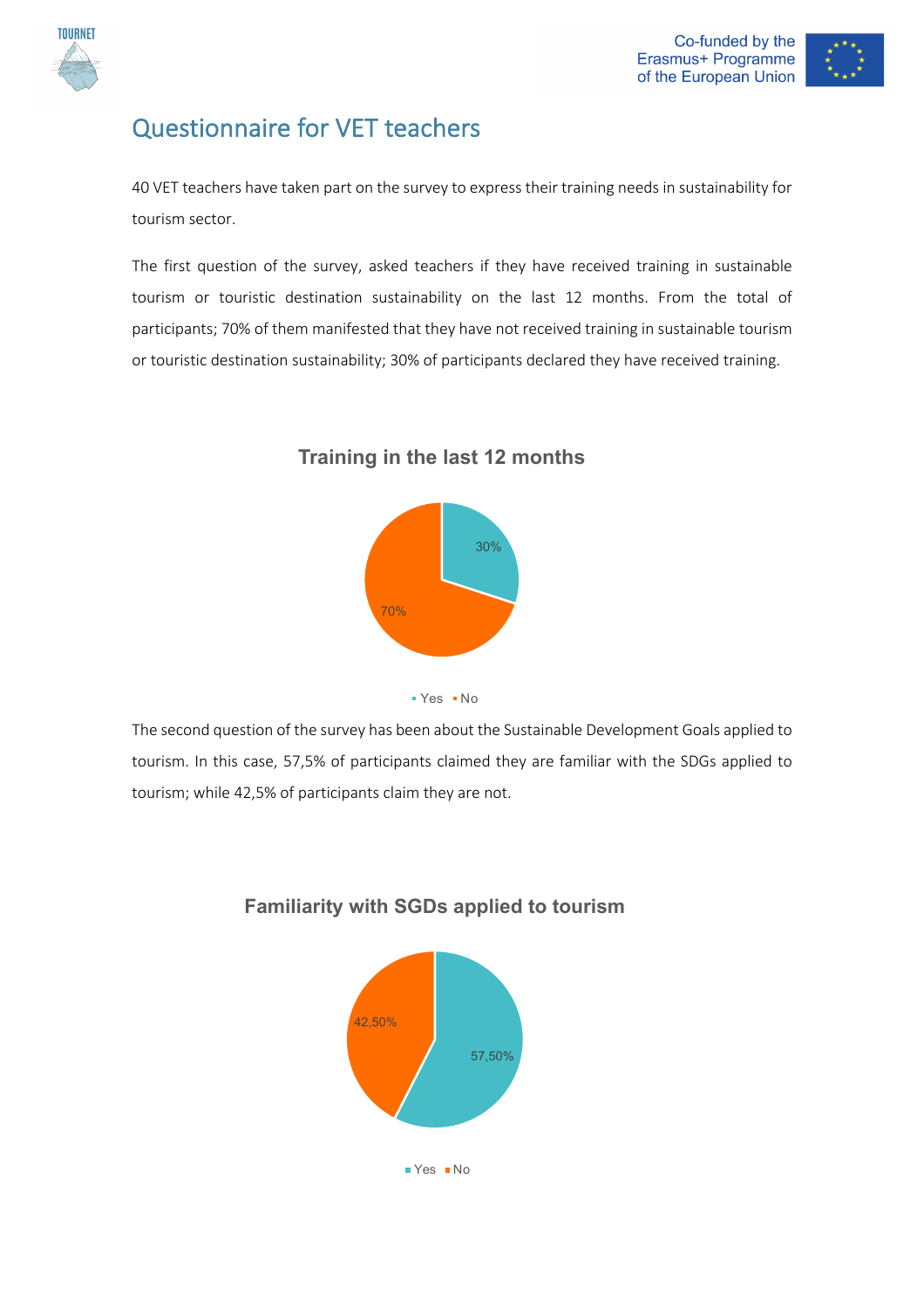## Questionnaire for VET teachers

40 VET teachers have taken part on the survey to express their training needs in sustainability for tourism sector.

The first question of the survey, asked teachers if they have received training in sustainable tourism or touristic destination sustainability on the last 12 months. From the total of participants; 70% of them manifested that they have not received training in sustainable tourism or touristic destination sustainability; 30% of participants declared they have received training.

**Training in the last 12 months**

30%

70%

Yes No

The second question of the survey has been about the Sustainable Development Goals applied to tourism. In this case, 57,5% of participants claimed they are familiar with the SDGs applied to tourism; while 42,5% of participants claim they are not.

**Familiarity with SGDs applied to tourism**

42,50%

57,50%

Yes No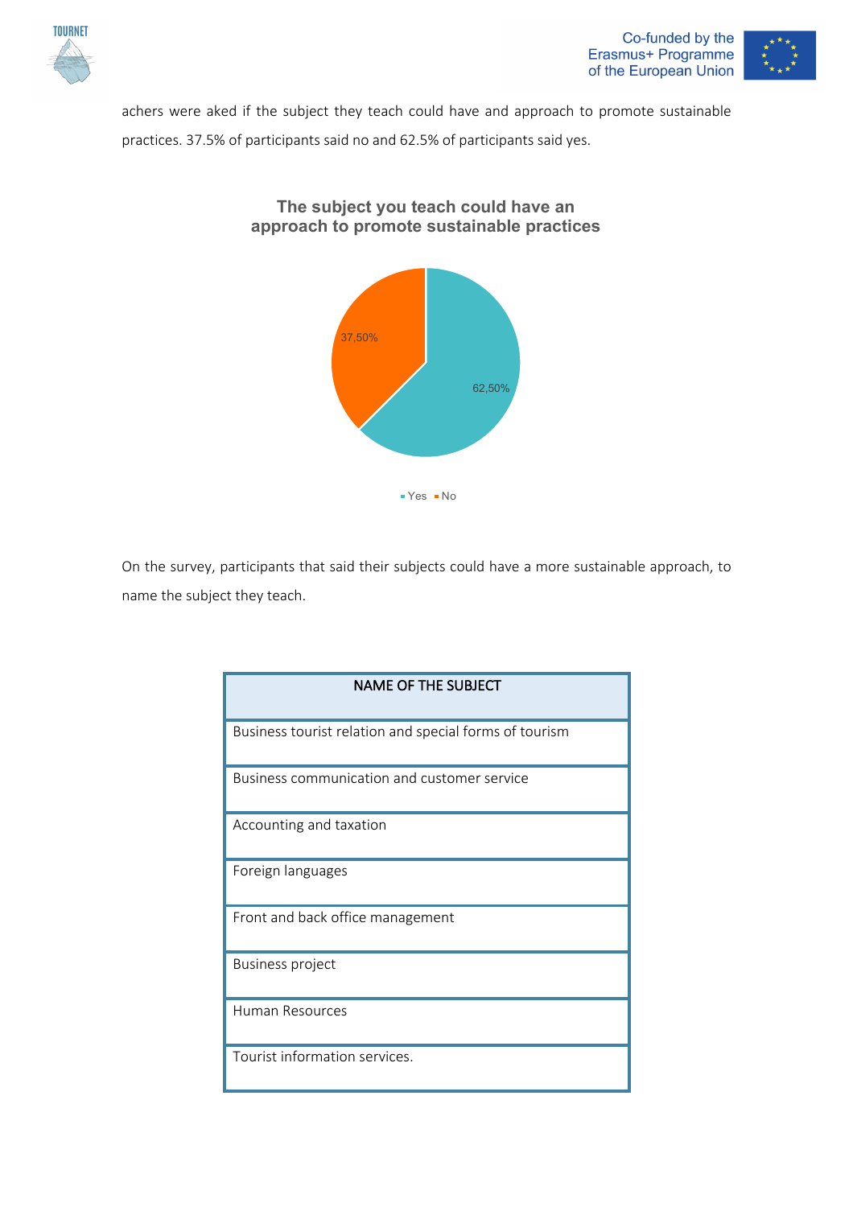achers were aked if the subject they teach could have and approach to promote sustainable practices. 37.5% of participants said no and 62.5% of participants said yes.

**The subject you teach could have an approach to promote sustainable practices**

37,50%

62,50%

Yes No

On the survey, participants that said their subjects could have a more sustainable approach, to name the subject they teach.

| NAME OF THE SUBJECT |
| --- |
| Business tourist relation and special forms of tourism |
| Business communication and customer service |
| Accounting and taxation |
| Foreign languages |
| Front and back office management |
| Business project |
| Human Resources |
| Tourist information services. |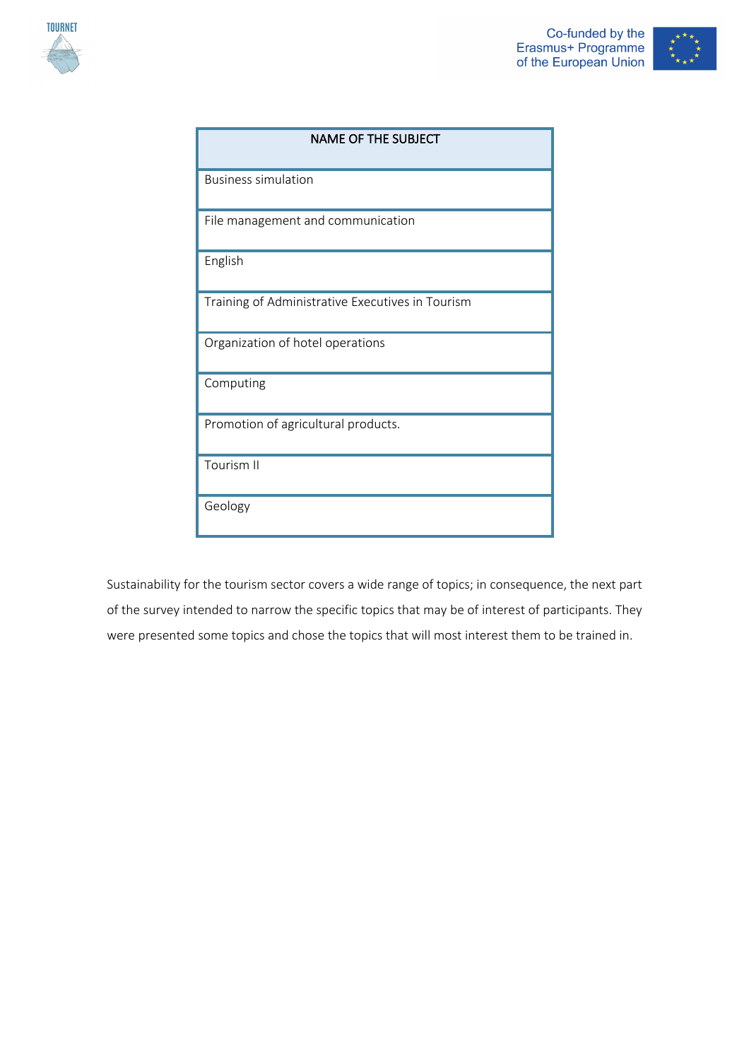| NAME OF THE SUBJECT |
| --- |
| Business simulation |
| File management and communication |
| English |
| Training of Administrative Executives in Tourism |
| Organization of hotel operations |
| Computing |
| Promotion of agricultural products. |
| Tourism II |
| Geology |

Sustainability for the tourism sector covers a wide range of topics; in consequence, the next part of the survey intended to narrow the specific topics that may be of interest of participants. They were presented some topics and chose the topics that will most interest them to be trained in.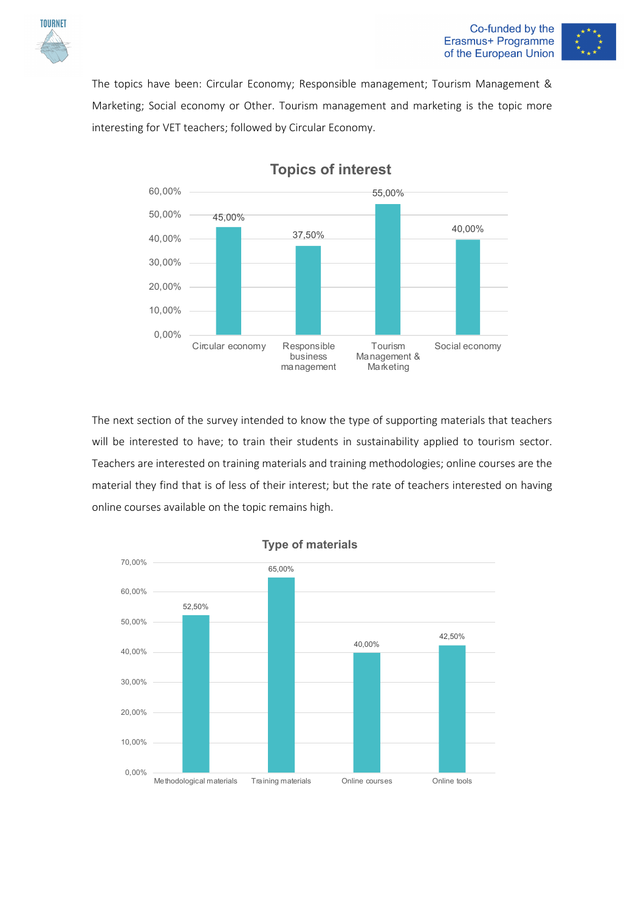The topics have been: Circular Economy; Responsible management; Tourism Management & Marketing; Social economy or Other. Tourism management and marketing is the topic more interesting for VET teachers; followed by Circular Economy.

**Topics of interest**

| Topic | Percentage |
| --- | --- |
| Circular economy | 45,00% |
| Responsible business management | 37,50% |
| Tourism Management & Marketing | 55,00% |
| Social economy | 40,00% |

The next section of the survey intended to know the type of supporting materials that teachers will be interested to have; to train their students in sustainability applied to tourism sector. Teachers are interested on training materials and training methodologies; online courses are the material they find that is of less of their interest; but the rate of teachers interested on having online courses available on the topic remains high.

**Type of materials**

| Type | Percentage |
| --- | --- |
| Methodological materials | 52,50% |
| Training materials | 65,00% |
| Online courses | 40,00% |
| Online tools | 42,50% |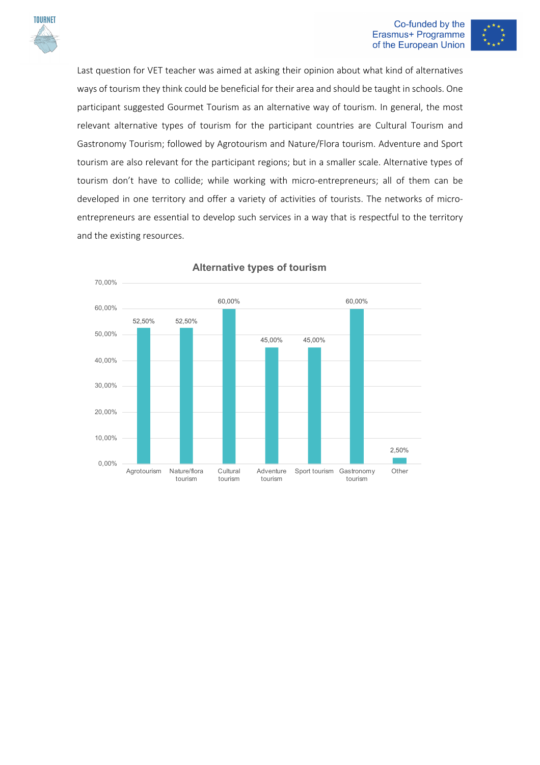Last question for VET teacher was aimed at asking their opinion about what kind of alternatives ways of tourism they think could be beneficial for their area and should be taught in schools. One participant suggested Gourmet Tourism as an alternative way of tourism. In general, the most relevant alternative types of tourism for the participant countries are Cultural Tourism and Gastronomy Tourism; followed by Agrotourism and Nature/Flora tourism. Adventure and Sport tourism are also relevant for the participant regions; but in a smaller scale. Alternative types of tourism don't have to collide; while working with micro-entrepreneurs; all of them can be developed in one territory and offer a variety of activities of tourists. The networks of micro-entrepreneurs are essential to develop such services in a way that is respectful to the territory and the existing resources.

**Alternative types of tourism**

| Type | Percentage |
|---|---|
| Agrotourism | 52,50% |
| Nature/flora tourism | 52,50% |
| Cultural tourism | 60,00% |
| Adventure tourism | 45,00% |
| Sport tourism | 45,00% |
| Gastronomy tourism | 60,00% |
| Other | 2,50% |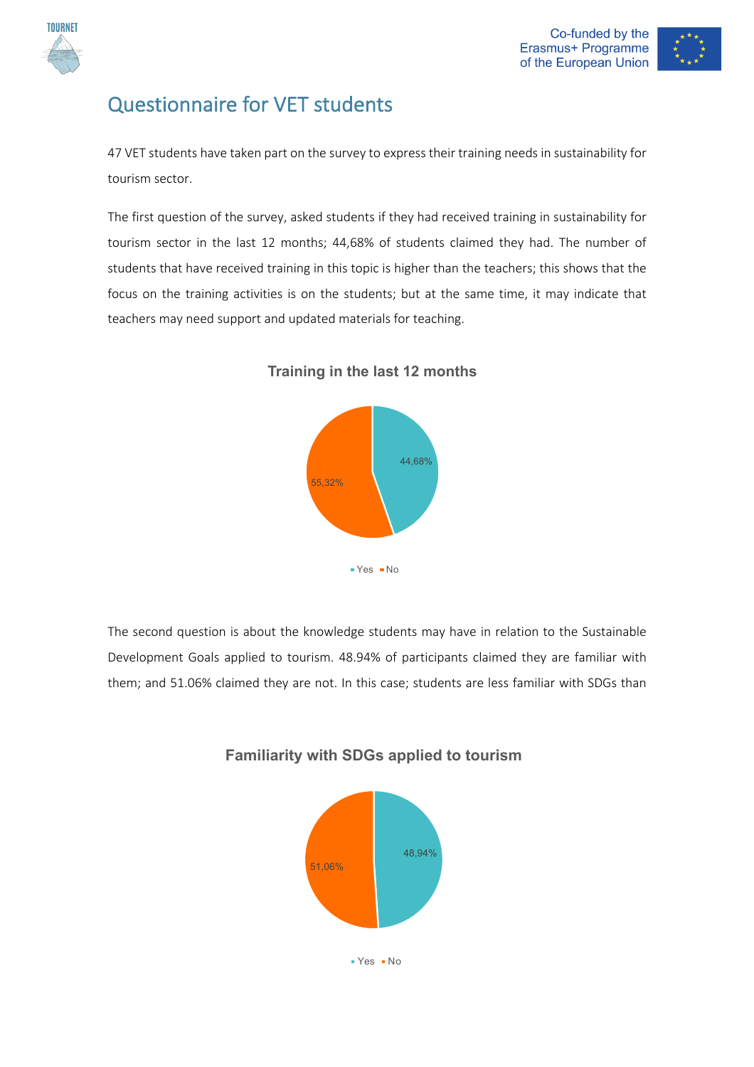# Questionnaire for VET students

47 VET students have taken part on the survey to express their training needs in sustainability for tourism sector.

The first question of the survey, asked students if they had received training in sustainability for tourism sector in the last 12 months; 44,68% of students claimed they had. The number of students that have received training in this topic is higher than the teachers; this shows that the focus on the training activities is on the students; but at the same time, it may indicate that teachers may need support and updated materials for teaching.

**Training in the last 12 months**

| | % |
|---|---|
| Yes | 44,68% |
| No | 55,32% |

The second question is about the knowledge students may have in relation to the Sustainable Development Goals applied to tourism. 48.94% of participants claimed they are familiar with them; and 51.06% claimed they are not. In this case; students are less familiar with SDGs than

**Familiarity with SDGs applied to tourism**

| | % |
|---|---|
| Yes | 48,94% |
| No | 51,06% |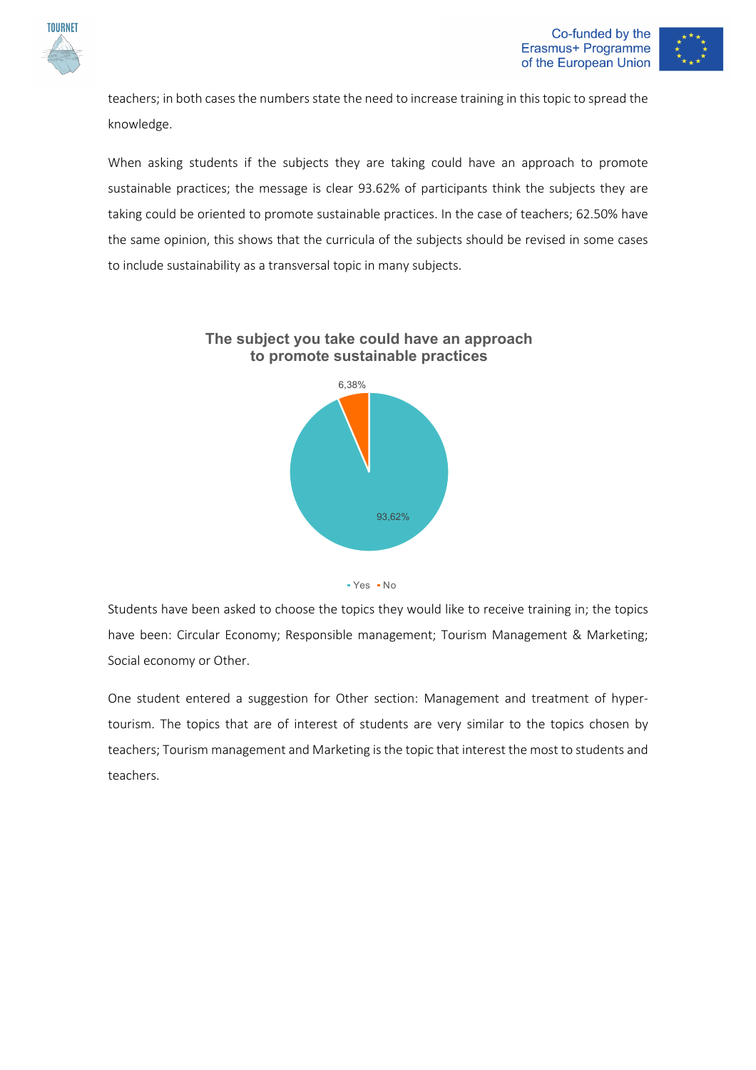teachers; in both cases the numbers state the need to increase training in this topic to spread the knowledge.

When asking students if the subjects they are taking could have an approach to promote sustainable practices; the message is clear 93.62% of participants think the subjects they are taking could be oriented to promote sustainable practices. In the case of teachers; 62.50% have the same opinion, this shows that the curricula of the subjects should be revised in some cases to include sustainability as a transversal topic in many subjects.

**The subject you take could have an approach to promote sustainable practices**

| | |
|---|---|
| Yes | 93,62% |
| No | 6,38% |

Students have been asked to choose the topics they would like to receive training in; the topics have been: Circular Economy; Responsible management; Tourism Management & Marketing; Social economy or Other.

One student entered a suggestion for Other section: Management and treatment of hyper-tourism. The topics that are of interest of students are very similar to the topics chosen by teachers; Tourism management and Marketing is the topic that interest the most to students and teachers.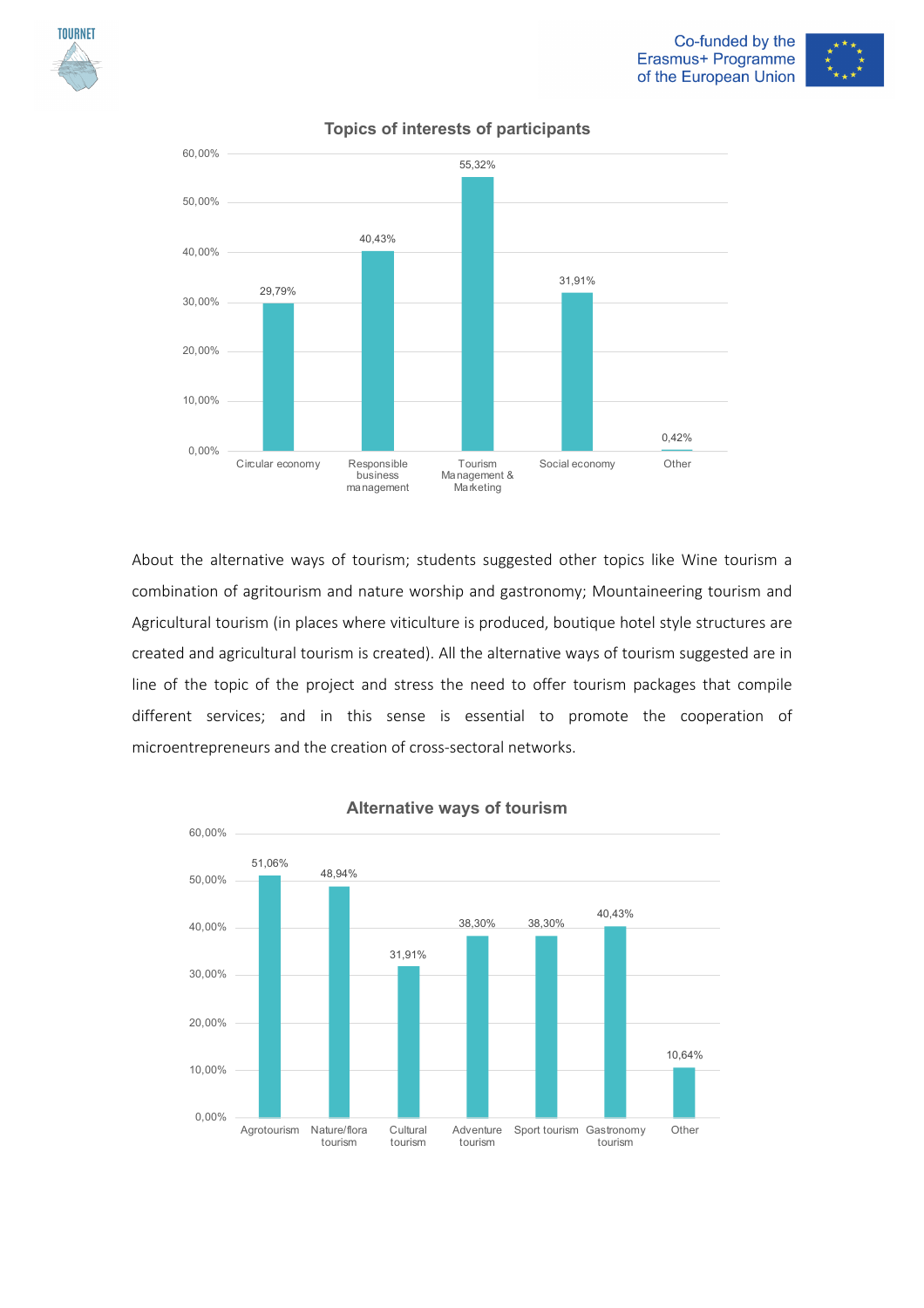**Topics of interests of participants**

| Topic | Percentage |
|---|---|
| Circular economy | 29,79% |
| Responsible business management | 40,43% |
| Tourism Management & Marketing | 55,32% |
| Social economy | 31,91% |
| Other | 0,42% |

About the alternative ways of tourism; students suggested other topics like Wine tourism a combination of agritourism and nature worship and gastronomy; Mountaineering tourism and Agricultural tourism (in places where viticulture is produced, boutique hotel style structures are created and agricultural tourism is created). All the alternative ways of tourism suggested are in line of the topic of the project and stress the need to offer tourism packages that compile different services; and in this sense is essential to promote the cooperation of microentrepreneurs and the creation of cross-sectoral networks.

**Alternative ways of tourism**

| Type | Percentage |
|---|---|
| Agrotourism | 51,06% |
| Nature/flora tourism | 48,94% |
| Cultural tourism | 31,91% |
| Adventure tourism | 38,30% |
| Sport tourism | 38,30% |
| Gastronomy tourism | 40,43% |
| Other | 10,64% |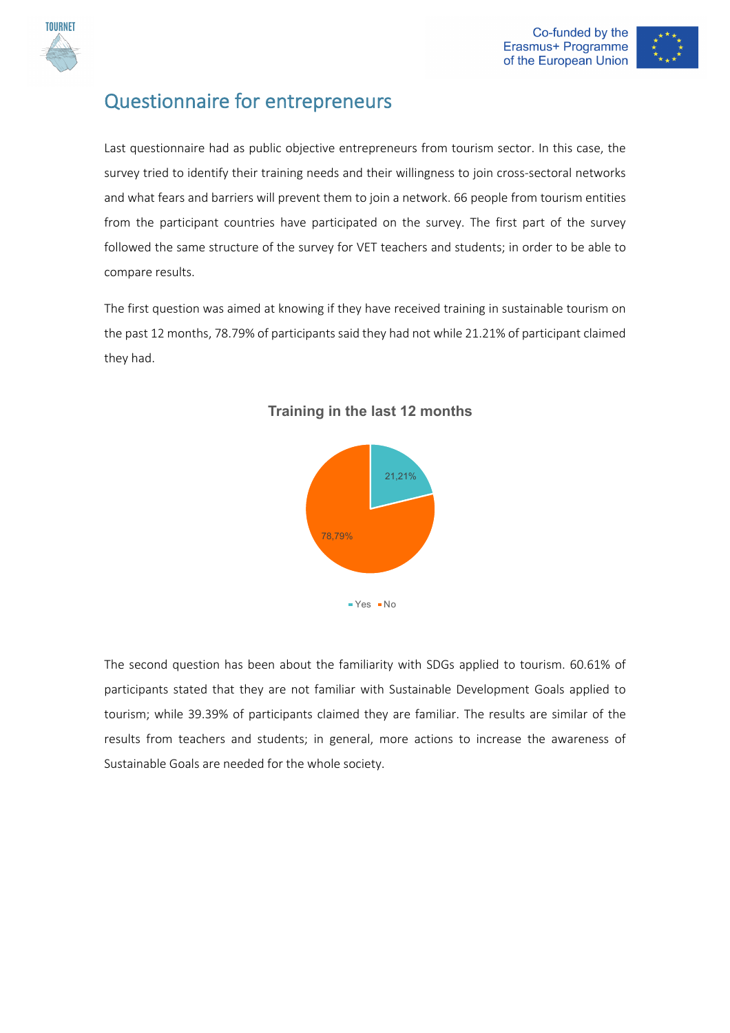## Questionnaire for entrepreneurs

Last questionnaire had as public objective entrepreneurs from tourism sector. In this case, the survey tried to identify their training needs and their willingness to join cross-sectoral networks and what fears and barriers will prevent them to join a network. 66 people from tourism entities from the participant countries have participated on the survey. The first part of the survey followed the same structure of the survey for VET teachers and students; in order to be able to compare results.

The first question was aimed at knowing if they have received training in sustainable tourism on the past 12 months, 78.79% of participants said they had not while 21.21% of participant claimed they had.

**Training in the last 12 months**

21,21%

78,79%

Yes No

The second question has been about the familiarity with SDGs applied to tourism. 60.61% of participants stated that they are not familiar with Sustainable Development Goals applied to tourism; while 39.39% of participants claimed they are familiar. The results are similar of the results from teachers and students; in general, more actions to increase the awareness of Sustainable Goals are needed for the whole society.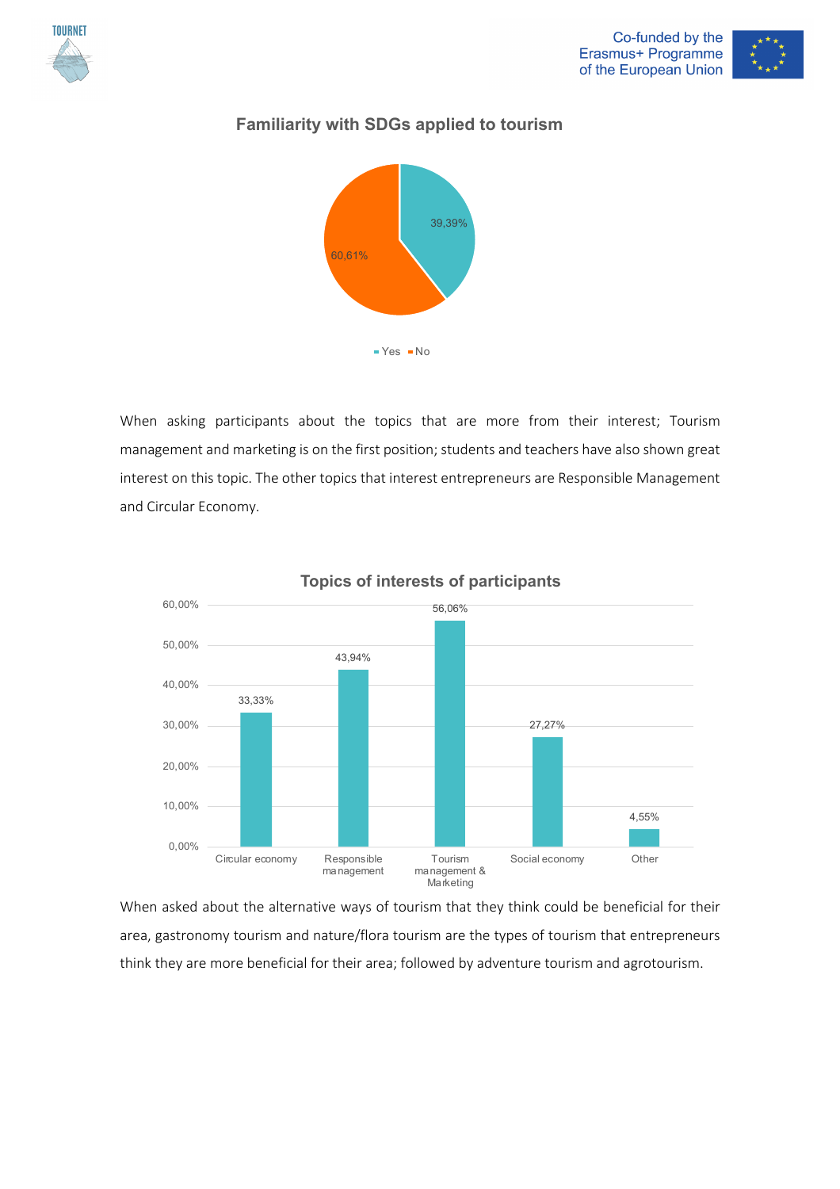**Familiarity with SDGs applied to tourism**

| Answer | Percentage |
|---|---|
| Yes | 39,39% |
| No | 60,61% |

When asking participants about the topics that are more from their interest; Tourism management and marketing is on the first position; students and teachers have also shown great interest on this topic. The other topics that interest entrepreneurs are Responsible Management and Circular Economy.

**Topics of interests of participants**

| Topic | Percentage |
|---|---|
| Circular economy | 33,33% |
| Responsible management | 43,94% |
| Tourism management & Marketing | 56,06% |
| Social economy | 27,27% |
| Other | 4,55% |

When asked about the alternative ways of tourism that they think could be beneficial for their area, gastronomy tourism and nature/flora tourism are the types of tourism that entrepreneurs think they are more beneficial for their area; followed by adventure tourism and agrotourism.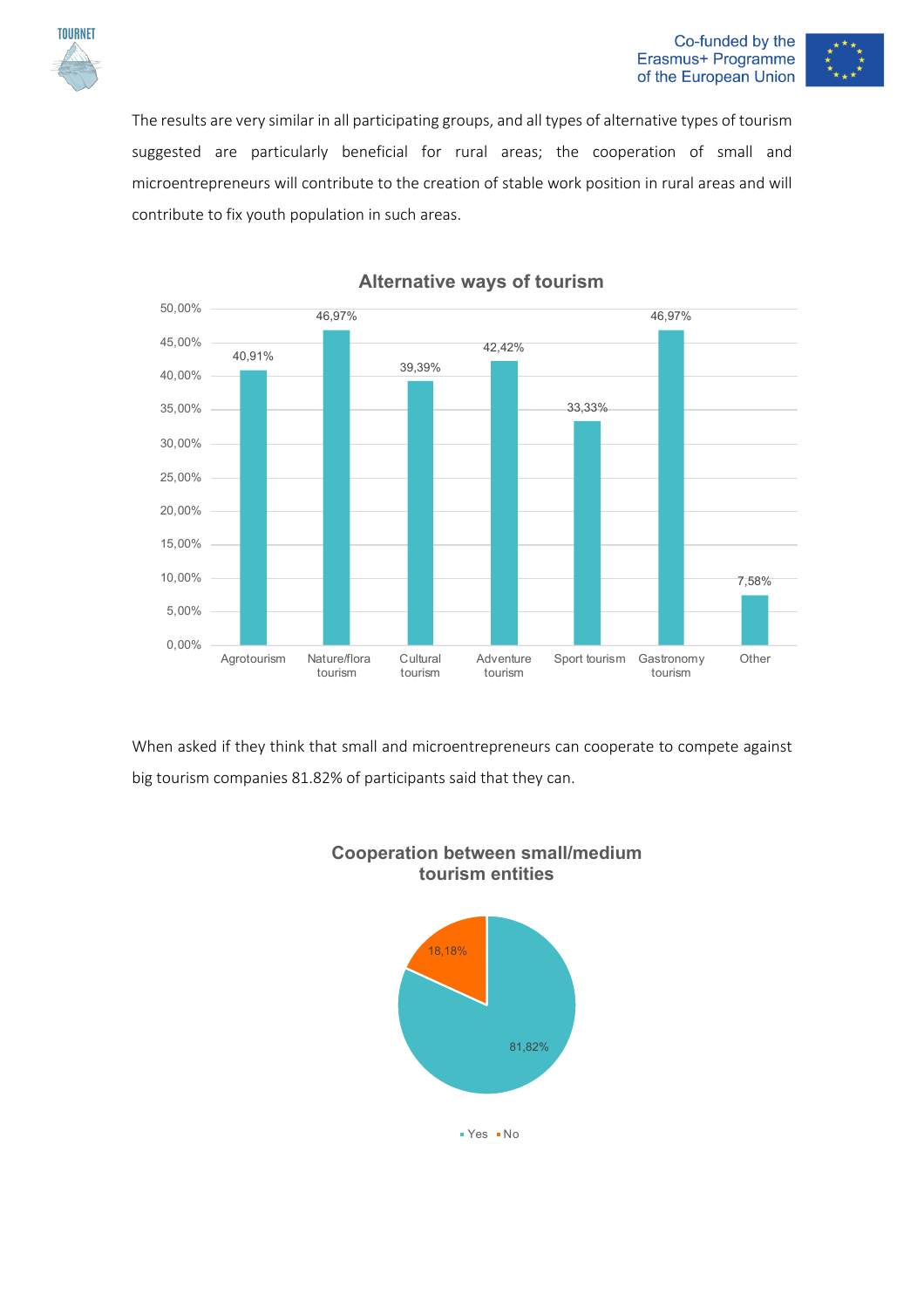The results are very similar in all participating groups, and all types of alternative types of tourism suggested are particularly beneficial for rural areas; the cooperation of small and microentrepreneurs will contribute to the creation of stable work position in rural areas and will contribute to fix youth population in such areas.

**Alternative ways of tourism**

| Type | Percentage |
|---|---|
| Agrotourism | 40,91% |
| Nature/flora tourism | 46,97% |
| Cultural tourism | 39,39% |
| Adventure tourism | 42,42% |
| Sport tourism | 33,33% |
| Gastronomy tourism | 46,97% |
| Other | 7,58% |

When asked if they think that small and microentrepreneurs can cooperate to compete against big tourism companies 81.82% of participants said that they can.

**Cooperation between small/medium tourism entities**

| Answer | Percentage |
|---|---|
| Yes | 81,82% |
| No | 18,18% |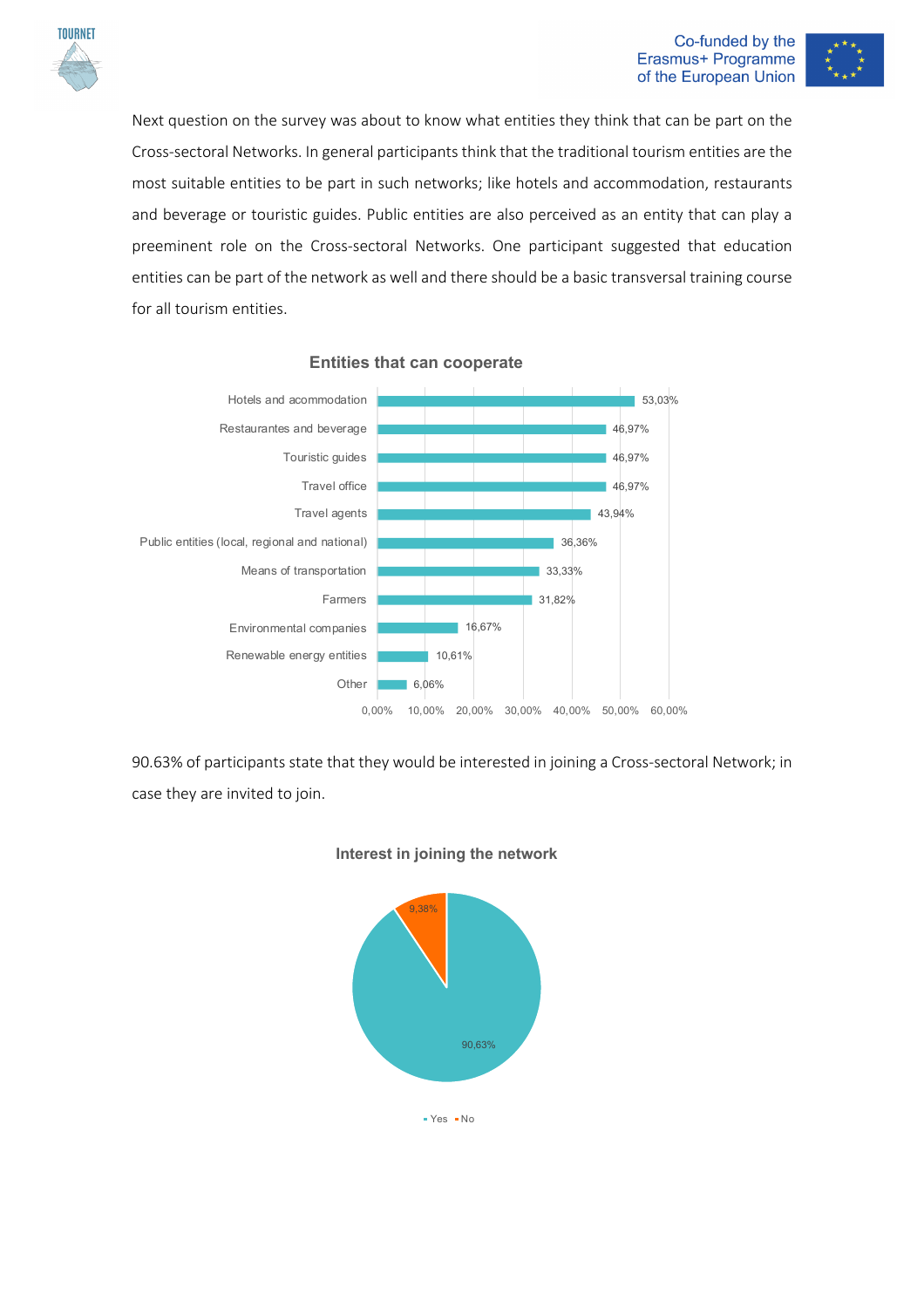Next question on the survey was about to know what entities they think that can be part on the Cross-sectoral Networks. In general participants think that the traditional tourism entities are the most suitable entities to be part in such networks; like hotels and accommodation, restaurants and beverage or touristic guides. Public entities are also perceived as an entity that can play a preeminent role on the Cross-sectoral Networks. One participant suggested that education entities can be part of the network as well and there should be a basic transversal training course for all tourism entities.

**Entities that can cooperate**

| Entity | Percentage |
|---|---|
| Hotels and accommodation | 53,03% |
| Restaurantes and beverage | 46,97% |
| Touristic guides | 46,97% |
| Travel office | 46,97% |
| Travel agents | 43,94% |
| Public entities (local, regional and national) | 36,36% |
| Means of transportation | 33,33% |
| Farmers | 31,82% |
| Environmental companies | 16,67% |
| Renewable energy entities | 10,61% |
| Other | 6,06% |

90.63% of participants state that they would be interested in joining a Cross-sectoral Network; in case they are invited to join.

**Interest in joining the network**

| Answer | Percentage |
|---|---|
| Yes | 90,63% |
| No | 9,38% |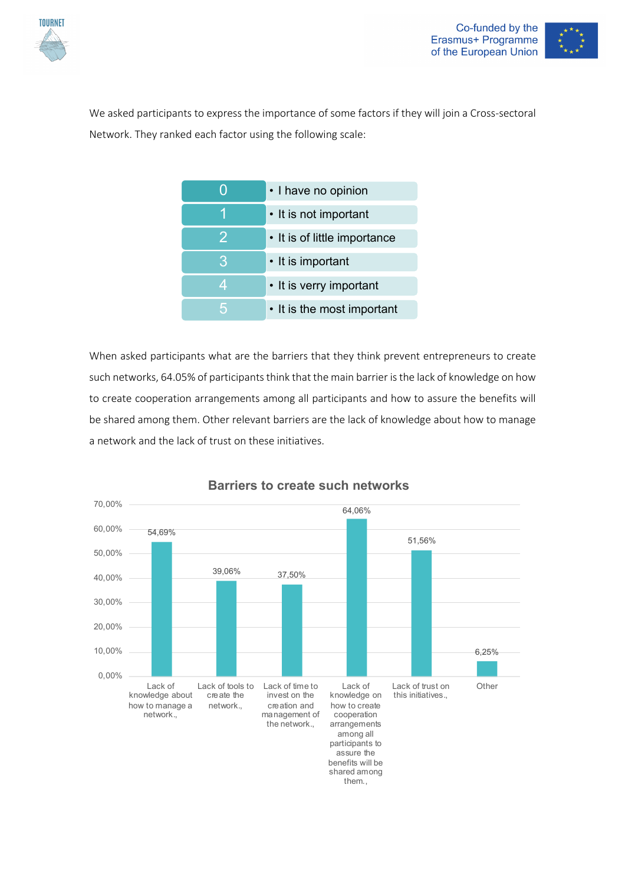We asked participants to express the importance of some factors if they will join a Cross-sectoral Network. They ranked each factor using the following scale:

| | |
|---|---|
| 0 | • I have no opinion |
| 1 | • It is not important |
| 2 | • It is of little importance |
| 3 | • It is important |
| 4 | • It is very important |
| 5 | • It is the most important |

When asked participants what are the barriers that they think prevent entrepreneurs to create such networks, 64.05% of participants think that the main barrier is the lack of knowledge on how to create cooperation arrangements among all participants and how to assure the benefits will be shared among them. Other relevant barriers are the lack of knowledge about how to manage a network and the lack of trust on these initiatives.

**Barriers to create such networks**

| Barrier | Percentage |
|---|---|
| Lack of knowledge about how to manage a network., | 54,69% |
| Lack of tools to create the network., | 39,06% |
| Lack of time to invest on the creation and management of the network., | 37,50% |
| Lack of knowledge on how to create cooperation arrangements among all participants to assure the benefits will be shared among them., | 64,06% |
| Lack of trust on this initiatives., | 51,56% |
| Other | 6,25% |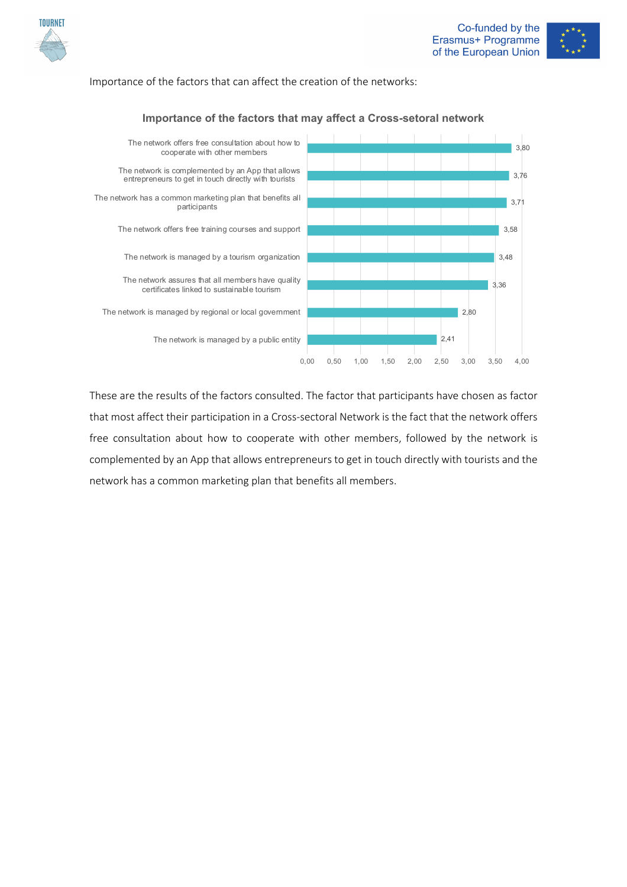Importance of the factors that can affect the creation of the networks:

**Importance of the factors that may affect a Cross-setoral network**

| Factor | Value |
|---|---|
| The network offers free consultation about how to cooperate with other members | 3,80 |
| The network is complemented by an App that allows entrepreneurs to get in touch directly with tourists | 3,76 |
| The network has a common marketing plan that benefits all participants | 3,71 |
| The network offers free training courses and support | 3,58 |
| The network is managed by a tourism organization | 3,48 |
| The network assures that all members have quality certificates linked to sustainable tourism | 3,36 |
| The network is managed by regional or local government | 2,80 |
| The network is managed by a public entity | 2,41 |

These are the results of the factors consulted. The factor that participants have chosen as factor that most affect their participation in a Cross-sectoral Network is the fact that the network offers free consultation about how to cooperate with other members, followed by the network is complemented by an App that allows entrepreneurs to get in touch directly with tourists and the network has a common marketing plan that benefits all members.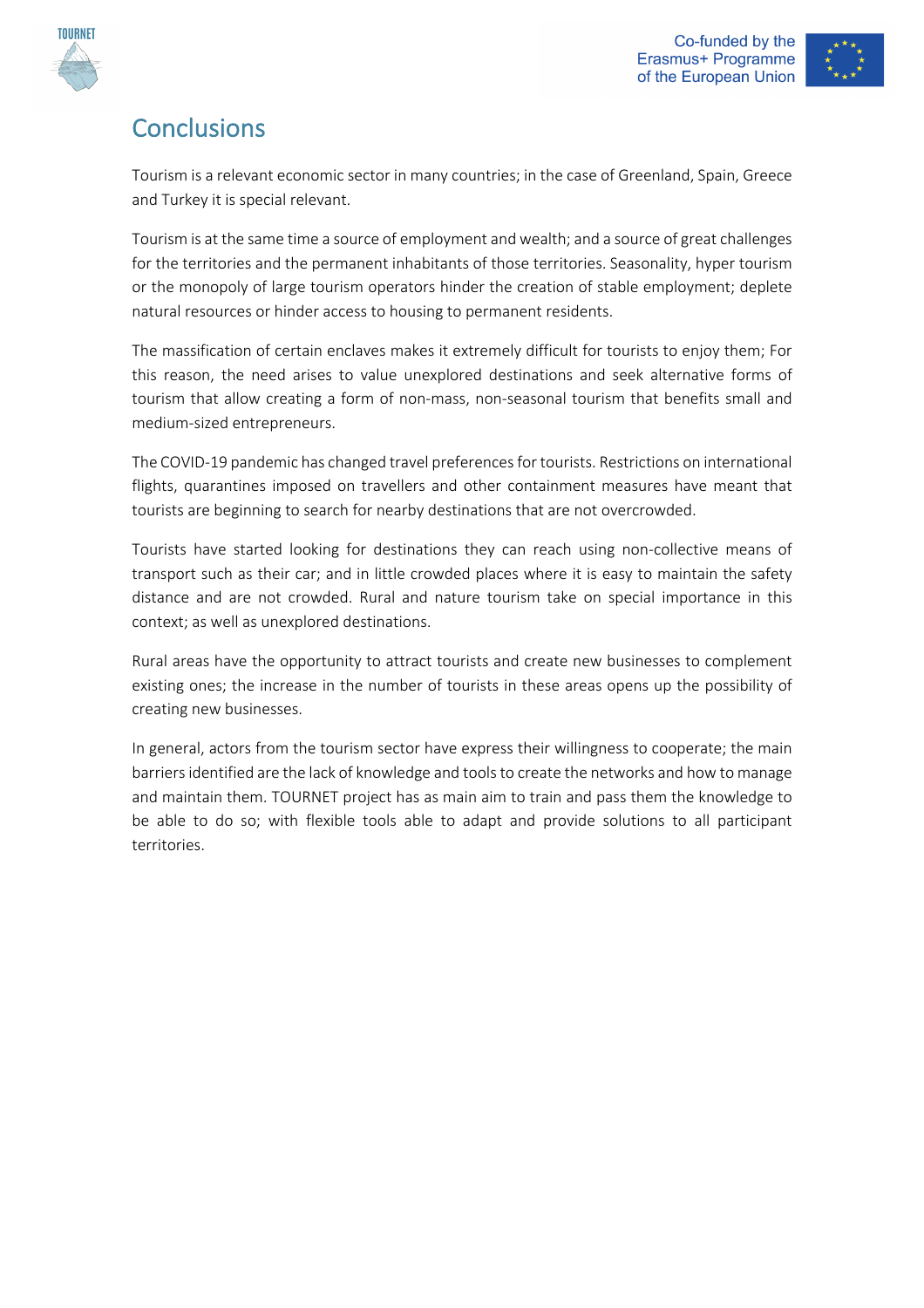# Conclusions

Tourism is a relevant economic sector in many countries; in the case of Greenland, Spain, Greece and Turkey it is special relevant.

Tourism is at the same time a source of employment and wealth; and a source of great challenges for the territories and the permanent inhabitants of those territories. Seasonality, hyper tourism or the monopoly of large tourism operators hinder the creation of stable employment; deplete natural resources or hinder access to housing to permanent residents.

The massification of certain enclaves makes it extremely difficult for tourists to enjoy them; For this reason, the need arises to value unexplored destinations and seek alternative forms of tourism that allow creating a form of non-mass, non-seasonal tourism that benefits small and medium-sized entrepreneurs.

The COVID-19 pandemic has changed travel preferences for tourists. Restrictions on international flights, quarantines imposed on travellers and other containment measures have meant that tourists are beginning to search for nearby destinations that are not overcrowded.

Tourists have started looking for destinations they can reach using non-collective means of transport such as their car; and in little crowded places where it is easy to maintain the safety distance and are not crowded. Rural and nature tourism take on special importance in this context; as well as unexplored destinations.

Rural areas have the opportunity to attract tourists and create new businesses to complement existing ones; the increase in the number of tourists in these areas opens up the possibility of creating new businesses.

In general, actors from the tourism sector have express their willingness to cooperate; the main barriers identified are the lack of knowledge and tools to create the networks and how to manage and maintain them. TOURNET project has as main aim to train and pass them the knowledge to be able to do so; with flexible tools able to adapt and provide solutions to all participant territories.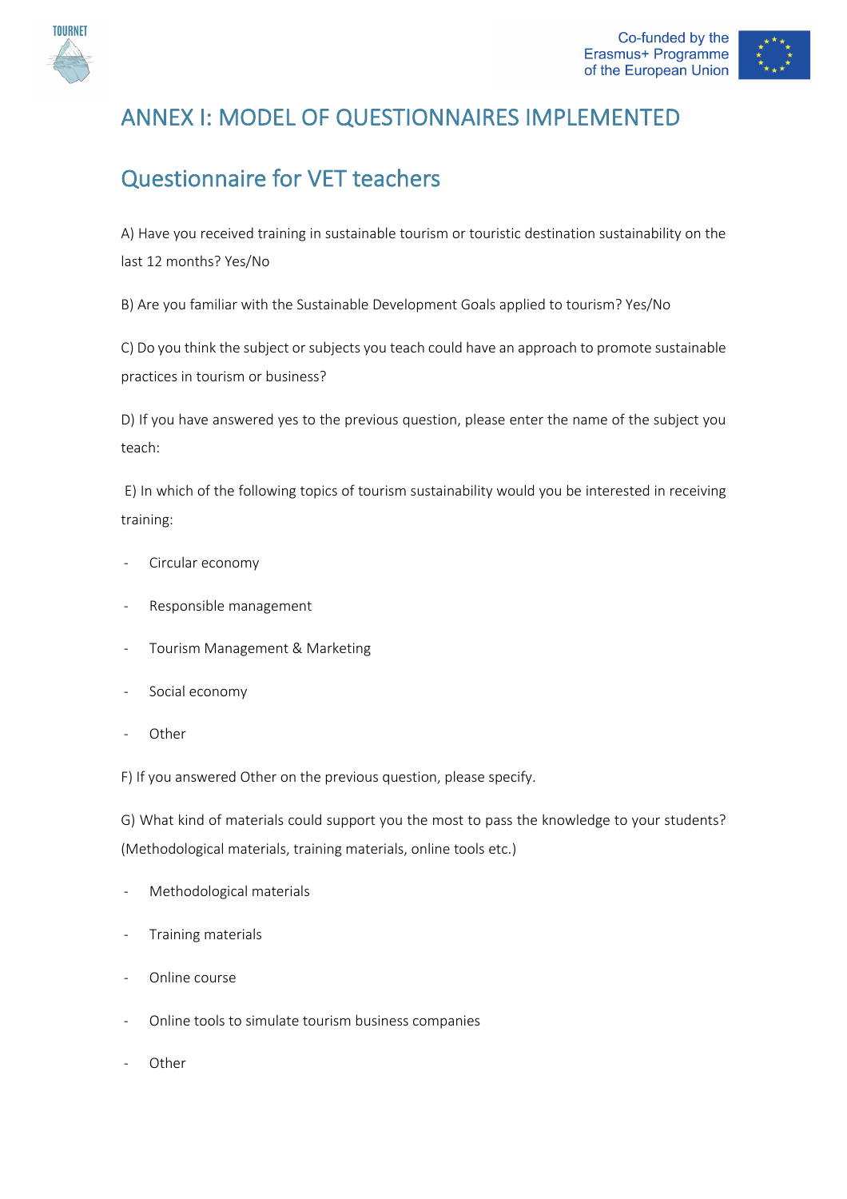# ANNEX I: MODEL OF QUESTIONNAIRES IMPLEMENTED

## Questionnaire for VET teachers

A) Have you received training in sustainable tourism or touristic destination sustainability on the last 12 months? Yes/No

B) Are you familiar with the Sustainable Development Goals applied to tourism? Yes/No

C) Do you think the subject or subjects you teach could have an approach to promote sustainable practices in tourism or business?

D) If you have answered yes to the previous question, please enter the name of the subject you teach:

E) In which of the following topics of tourism sustainability would you be interested in receiving training:

- Circular economy
- Responsible management
- Tourism Management & Marketing
- Social economy
- Other

F) If you answered Other on the previous question, please specify.

G) What kind of materials could support you the most to pass the knowledge to your students? (Methodological materials, training materials, online tools etc.)

- Methodological materials
- Training materials
- Online course
- Online tools to simulate tourism business companies
- Other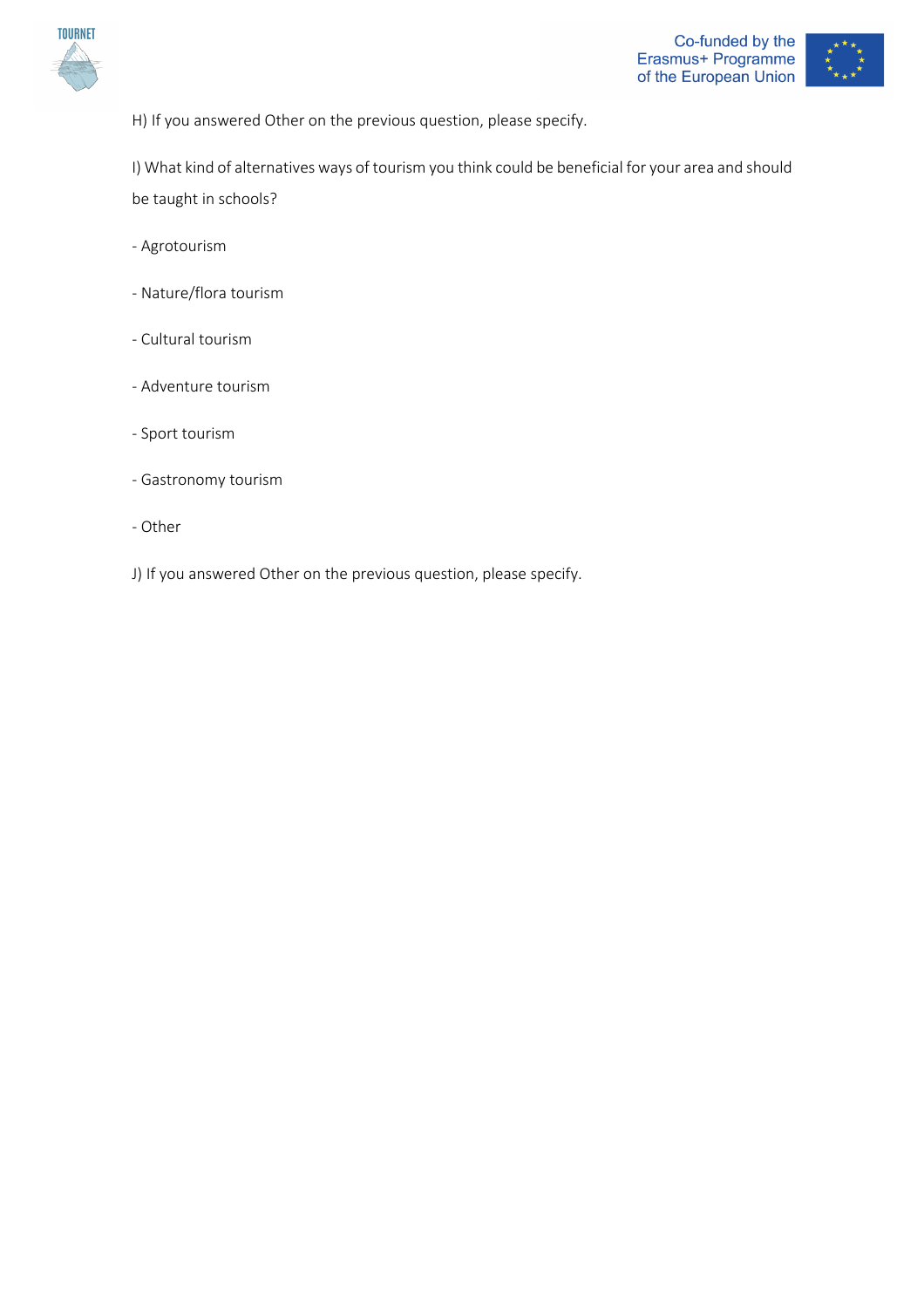H) If you answered Other on the previous question, please specify.

I) What kind of alternatives ways of tourism you think could be beneficial for your area and should be taught in schools?

- Agrotourism
- Nature/flora tourism
- Cultural tourism
- Adventure tourism
- Sport tourism
- Gastronomy tourism
- Other

J) If you answered Other on the previous question, please specify.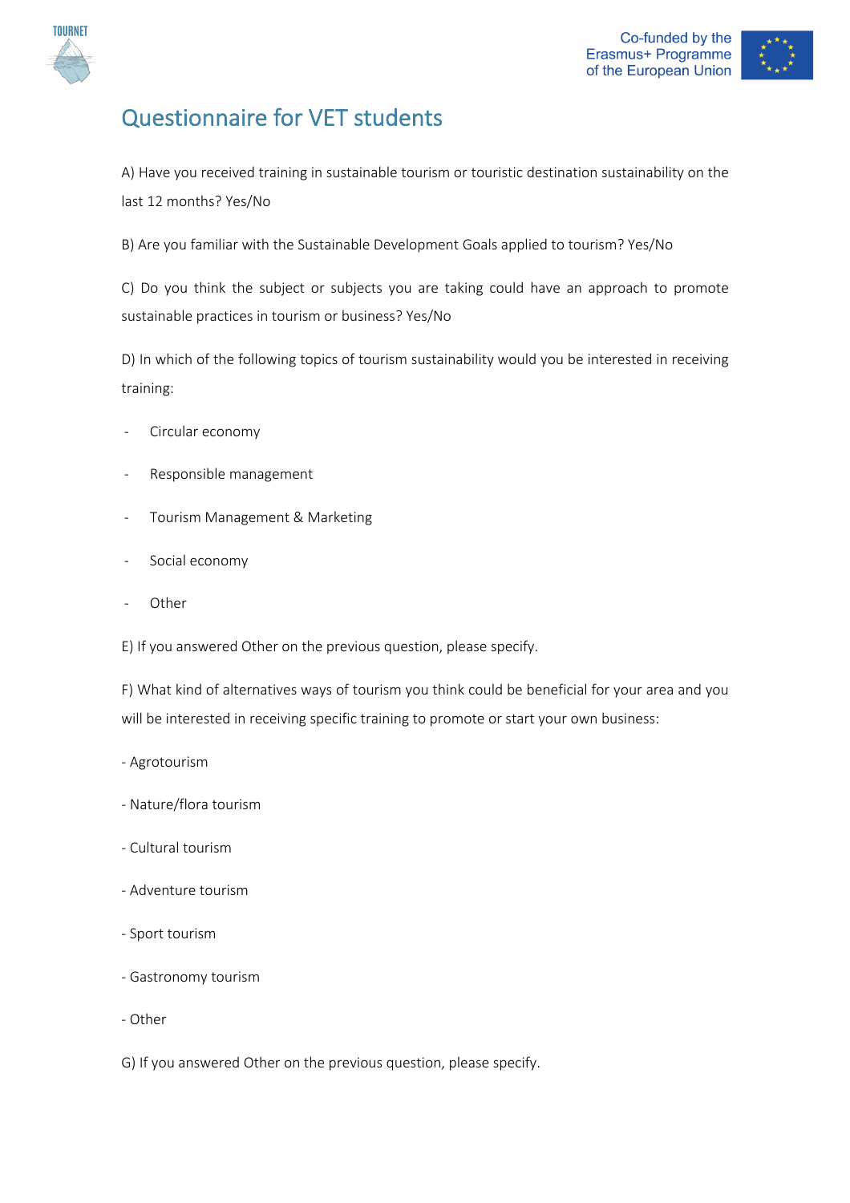# Questionnaire for VET students

A) Have you received training in sustainable tourism or touristic destination sustainability on the last 12 months? Yes/No

B) Are you familiar with the Sustainable Development Goals applied to tourism? Yes/No

C) Do you think the subject or subjects you are taking could have an approach to promote sustainable practices in tourism or business? Yes/No

D) In which of the following topics of tourism sustainability would you be interested in receiving training:

- Circular economy
- Responsible management
- Tourism Management & Marketing
- Social economy
- Other

E) If you answered Other on the previous question, please specify.

F) What kind of alternatives ways of tourism you think could be beneficial for your area and you will be interested in receiving specific training to promote or start your own business:

- Agrotourism
- Nature/flora tourism
- Cultural tourism
- Adventure tourism
- Sport tourism
- Gastronomy tourism
- Other

G) If you answered Other on the previous question, please specify.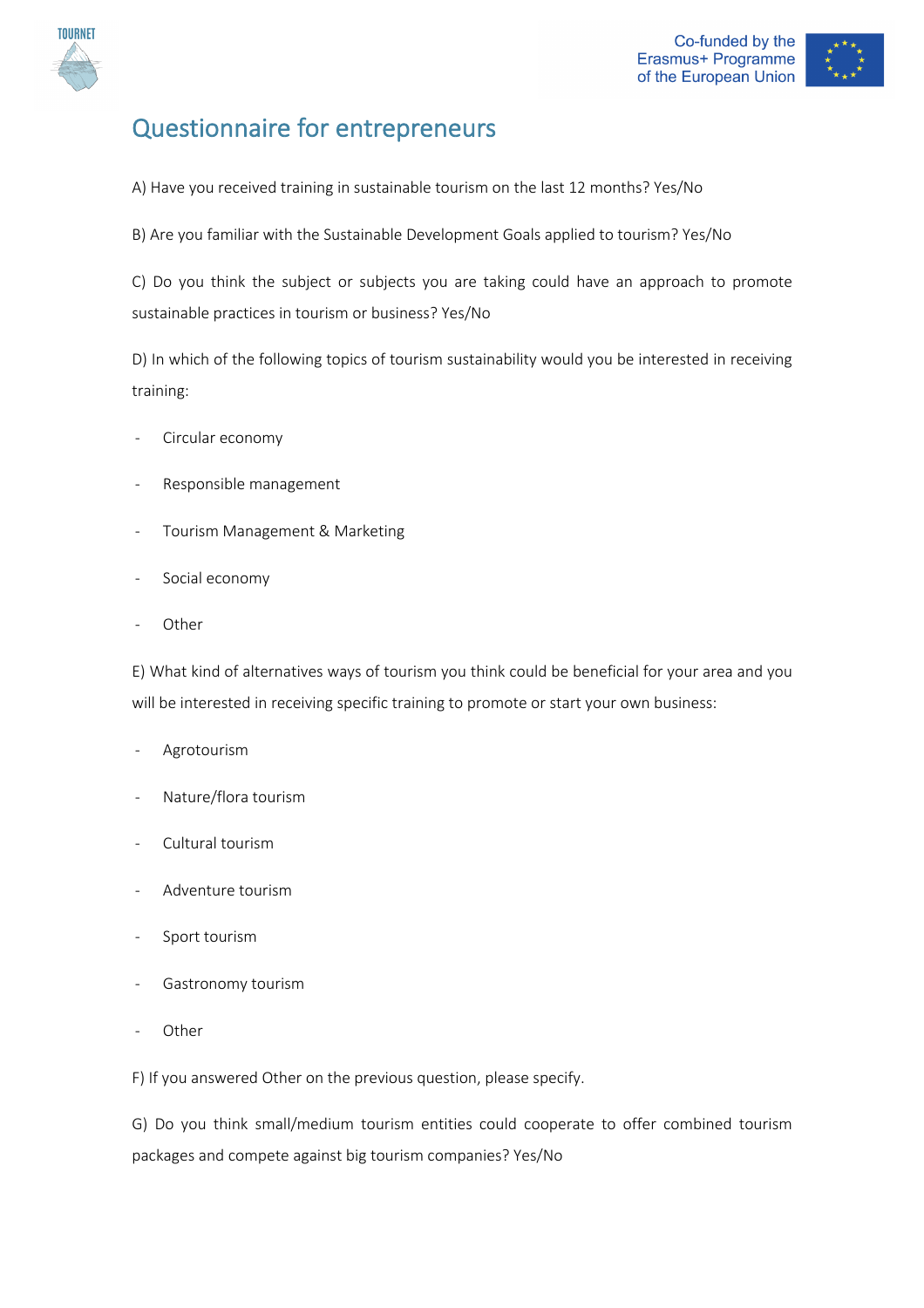## Questionnaire for entrepreneurs

A) Have you received training in sustainable tourism on the last 12 months? Yes/No

B) Are you familiar with the Sustainable Development Goals applied to tourism? Yes/No

C) Do you think the subject or subjects you are taking could have an approach to promote sustainable practices in tourism or business? Yes/No

D) In which of the following topics of tourism sustainability would you be interested in receiving training:

- Circular economy
- Responsible management
- Tourism Management & Marketing
- Social economy
- Other

E) What kind of alternatives ways of tourism you think could be beneficial for your area and you will be interested in receiving specific training to promote or start your own business:

- Agrotourism
- Nature/flora tourism
- Cultural tourism
- Adventure tourism
- Sport tourism
- Gastronomy tourism
- Other

F) If you answered Other on the previous question, please specify.

G) Do you think small/medium tourism entities could cooperate to offer combined tourism packages and compete against big tourism companies? Yes/No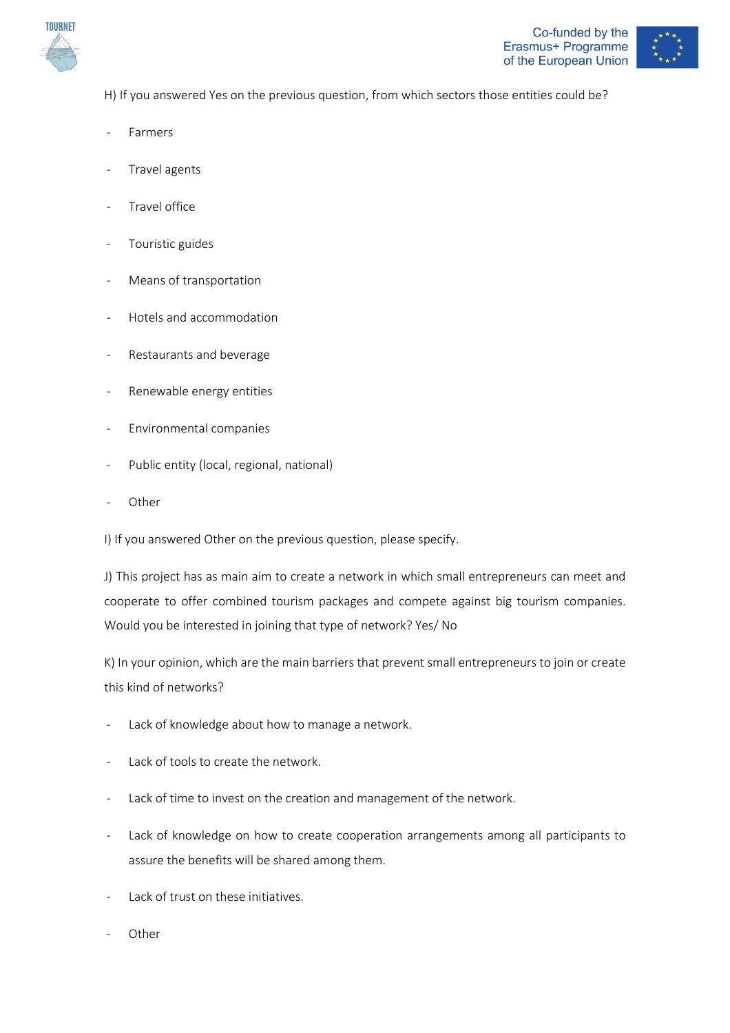H) If you answered Yes on the previous question, from which sectors those entities could be?

- Farmers
- Travel agents
- Travel office
- Touristic guides
- Means of transportation
- Hotels and accommodation
- Restaurants and beverage
- Renewable energy entities
- Environmental companies
- Public entity (local, regional, national)
- Other

I) If you answered Other on the previous question, please specify.

J) This project has as main aim to create a network in which small entrepreneurs can meet and cooperate to offer combined tourism packages and compete against big tourism companies. Would you be interested in joining that type of network? Yes/ No

K) In your opinion, which are the main barriers that prevent small entrepreneurs to join or create this kind of networks?

- Lack of knowledge about how to manage a network.
- Lack of tools to create the network.
- Lack of time to invest on the creation and management of the network.
- Lack of knowledge on how to create cooperation arrangements among all participants to assure the benefits will be shared among them.
- Lack of trust on these initiatives.
- Other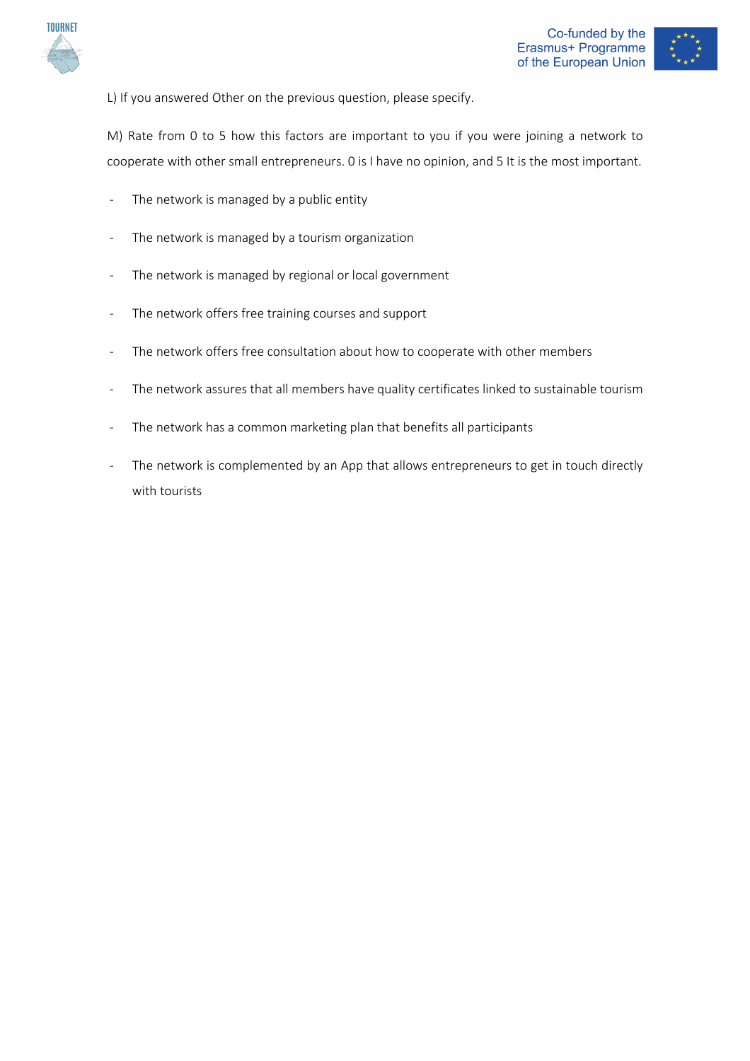L) If you answered Other on the previous question, please specify.

M) Rate from 0 to 5 how this factors are important to you if you were joining a network to cooperate with other small entrepreneurs. 0 is I have no opinion, and 5 It is the most important.

- The network is managed by a public entity
- The network is managed by a tourism organization
- The network is managed by regional or local government
- The network offers free training courses and support
- The network offers free consultation about how to cooperate with other members
- The network assures that all members have quality certificates linked to sustainable tourism
- The network has a common marketing plan that benefits all participants
- The network is complemented by an App that allows entrepreneurs to get in touch directly with tourists